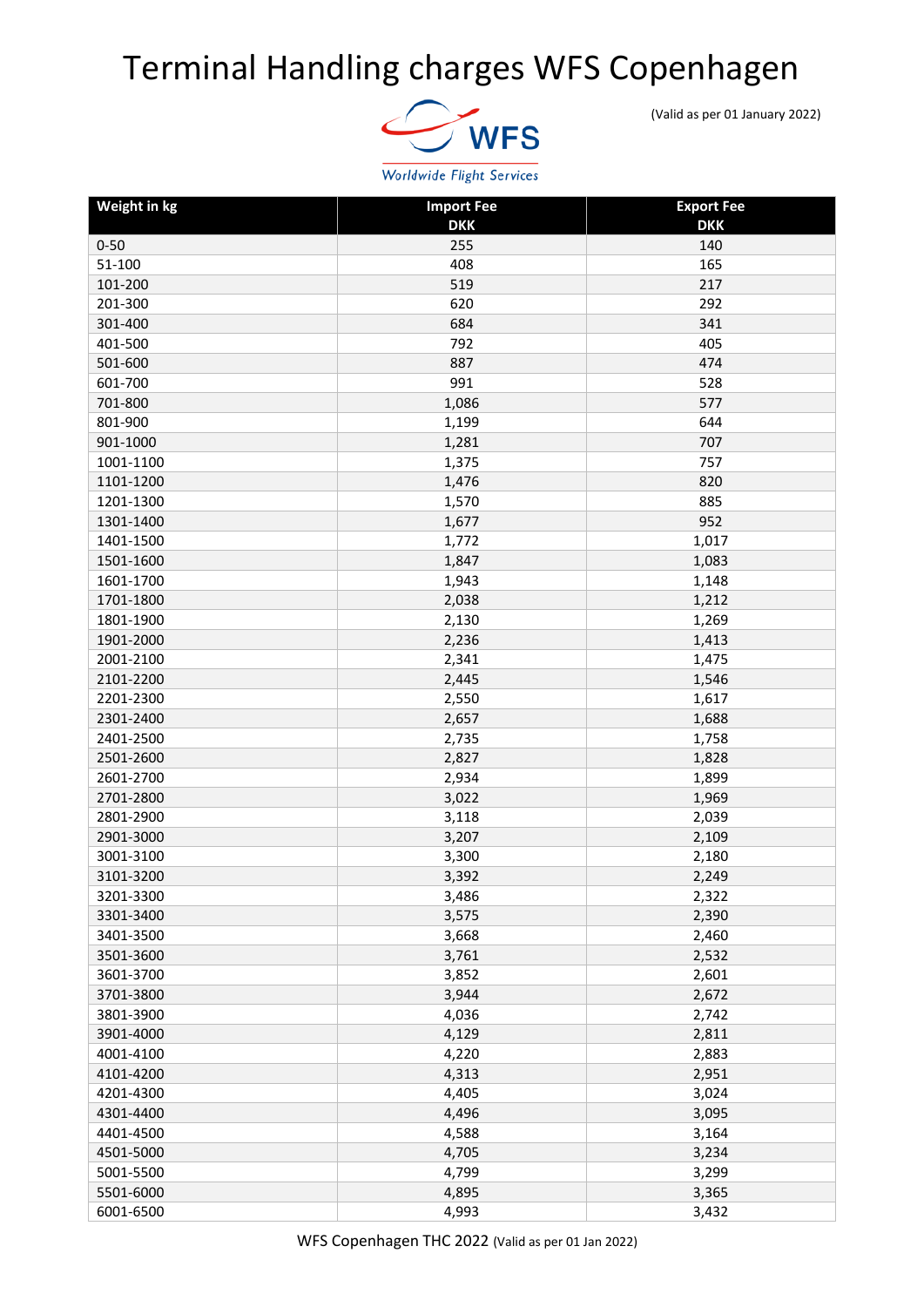# Terminal Handling charges WFS Copenhagen

(Valid as per 01 January 2022)

Worldwide Flight Services

| Weight in kg | Import Fee DKK | Export Fee DKK |
|---|---|---|
| 0-50 | 255 | 140 |
| 51-100 | 408 | 165 |
| 101-200 | 519 | 217 |
| 201-300 | 620 | 292 |
| 301-400 | 684 | 341 |
| 401-500 | 792 | 405 |
| 501-600 | 887 | 474 |
| 601-700 | 991 | 528 |
| 701-800 | 1,086 | 577 |
| 801-900 | 1,199 | 644 |
| 901-1000 | 1,281 | 707 |
| 1001-1100 | 1,375 | 757 |
| 1101-1200 | 1,476 | 820 |
| 1201-1300 | 1,570 | 885 |
| 1301-1400 | 1,677 | 952 |
| 1401-1500 | 1,772 | 1,017 |
| 1501-1600 | 1,847 | 1,083 |
| 1601-1700 | 1,943 | 1,148 |
| 1701-1800 | 2,038 | 1,212 |
| 1801-1900 | 2,130 | 1,269 |
| 1901-2000 | 2,236 | 1,413 |
| 2001-2100 | 2,341 | 1,475 |
| 2101-2200 | 2,445 | 1,546 |
| 2201-2300 | 2,550 | 1,617 |
| 2301-2400 | 2,657 | 1,688 |
| 2401-2500 | 2,735 | 1,758 |
| 2501-2600 | 2,827 | 1,828 |
| 2601-2700 | 2,934 | 1,899 |
| 2701-2800 | 3,022 | 1,969 |
| 2801-2900 | 3,118 | 2,039 |
| 2901-3000 | 3,207 | 2,109 |
| 3001-3100 | 3,300 | 2,180 |
| 3101-3200 | 3,392 | 2,249 |
| 3201-3300 | 3,486 | 2,322 |
| 3301-3400 | 3,575 | 2,390 |
| 3401-3500 | 3,668 | 2,460 |
| 3501-3600 | 3,761 | 2,532 |
| 3601-3700 | 3,852 | 2,601 |
| 3701-3800 | 3,944 | 2,672 |
| 3801-3900 | 4,036 | 2,742 |
| 3901-4000 | 4,129 | 2,811 |
| 4001-4100 | 4,220 | 2,883 |
| 4101-4200 | 4,313 | 2,951 |
| 4201-4300 | 4,405 | 3,024 |
| 4301-4400 | 4,496 | 3,095 |
| 4401-4500 | 4,588 | 3,164 |
| 4501-5000 | 4,705 | 3,234 |
| 5001-5500 | 4,799 | 3,299 |
| 5501-6000 | 4,895 | 3,365 |
| 6001-6500 | 4,993 | 3,432 |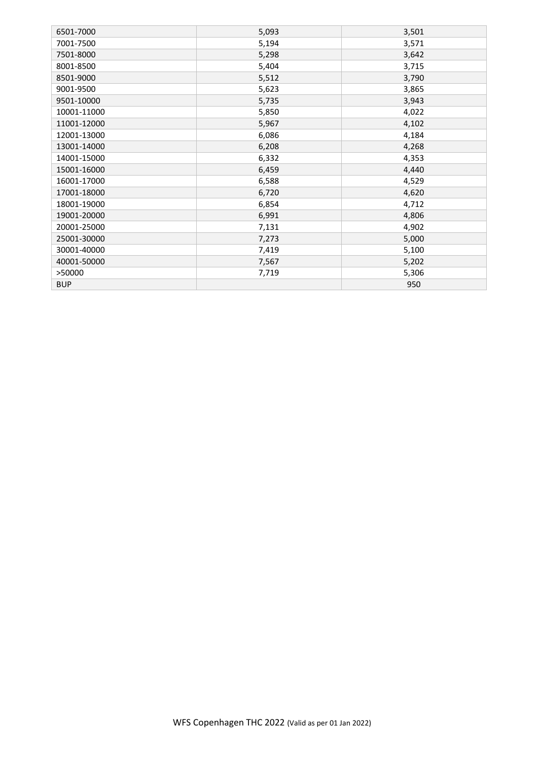| 6501-7000 | 5,093 | 3,501 |
| --- | --- | --- |
| 7001-7500 | 5,194 | 3,571 |
| 7501-8000 | 5,298 | 3,642 |
| 8001-8500 | 5,404 | 3,715 |
| 8501-9000 | 5,512 | 3,790 |
| 9001-9500 | 5,623 | 3,865 |
| 9501-10000 | 5,735 | 3,943 |
| 10001-11000 | 5,850 | 4,022 |
| 11001-12000 | 5,967 | 4,102 |
| 12001-13000 | 6,086 | 4,184 |
| 13001-14000 | 6,208 | 4,268 |
| 14001-15000 | 6,332 | 4,353 |
| 15001-16000 | 6,459 | 4,440 |
| 16001-17000 | 6,588 | 4,529 |
| 17001-18000 | 6,720 | 4,620 |
| 18001-19000 | 6,854 | 4,712 |
| 19001-20000 | 6,991 | 4,806 |
| 20001-25000 | 7,131 | 4,902 |
| 25001-30000 | 7,273 | 5,000 |
| 30001-40000 | 7,419 | 5,100 |
| 40001-50000 | 7,567 | 5,202 |
| >50000 | 7,719 | 5,306 |
| BUP | | 950 |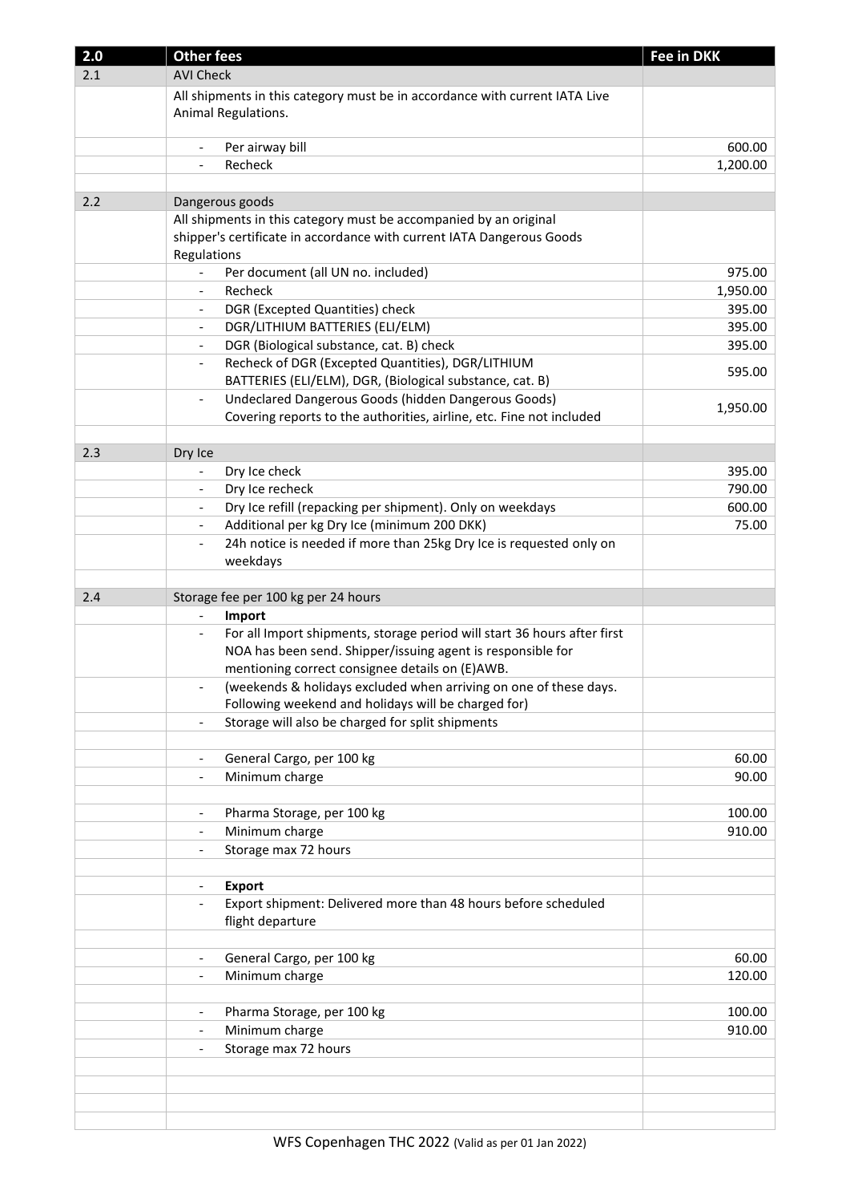| 2.0 | Other fees | Fee in DKK |
|---|---|---|
| 2.1 | AVI Check | |
| | All shipments in this category must be in accordance with current IATA Live Animal Regulations. | |
| | - Per airway bill | 600.00 |
| | - Recheck | 1,200.00 |
| | | |
| 2.2 | Dangerous goods | |
| | All shipments in this category must be accompanied by an original shipper's certificate in accordance with current IATA Dangerous Goods Regulations | |
| | - Per document (all UN no. included) | 975.00 |
| | - Recheck | 1,950.00 |
| | - DGR (Excepted Quantities) check | 395.00 |
| | - DGR/LITHIUM BATTERIES (ELI/ELM) | 395.00 |
| | - DGR (Biological substance, cat. B) check | 395.00 |
| | - Recheck of DGR (Excepted Quantities), DGR/LITHIUM BATTERIES (ELI/ELM), DGR, (Biological substance, cat. B) | 595.00 |
| | - Undeclared Dangerous Goods (hidden Dangerous Goods) Covering reports to the authorities, airline, etc. Fine not included | 1,950.00 |
| | | |
| 2.3 | Dry Ice | |
| | - Dry Ice check | 395.00 |
| | - Dry Ice recheck | 790.00 |
| | - Dry Ice refill (repacking per shipment). Only on weekdays | 600.00 |
| | - Additional per kg Dry Ice (minimum 200 DKK) | 75.00 |
| | - 24h notice is needed if more than 25kg Dry Ice is requested only on weekdays | |
| | | |
| 2.4 | Storage fee per 100 kg per 24 hours | |
| | - **Import** | |
| | - For all Import shipments, storage period will start 36 hours after first NOA has been send. Shipper/issuing agent is responsible for mentioning correct consignee details on (E)AWB. | |
| | - (weekends & holidays excluded when arriving on one of these days. Following weekend and holidays will be charged for) | |
| | - Storage will also be charged for split shipments | |
| | | |
| | - General Cargo, per 100 kg | 60.00 |
| | - Minimum charge | 90.00 |
| | | |
| | - Pharma Storage, per 100 kg | 100.00 |
| | - Minimum charge | 910.00 |
| | - Storage max 72 hours | |
| | | |
| | - **Export** | |
| | - Export shipment: Delivered more than 48 hours before scheduled flight departure | |
| | | |
| | - General Cargo, per 100 kg | 60.00 |
| | - Minimum charge | 120.00 |
| | | |
| | - Pharma Storage, per 100 kg | 100.00 |
| | - Minimum charge | 910.00 |
| | - Storage max 72 hours | |

WFS Copenhagen THC 2022 (Valid as per 01 Jan 2022)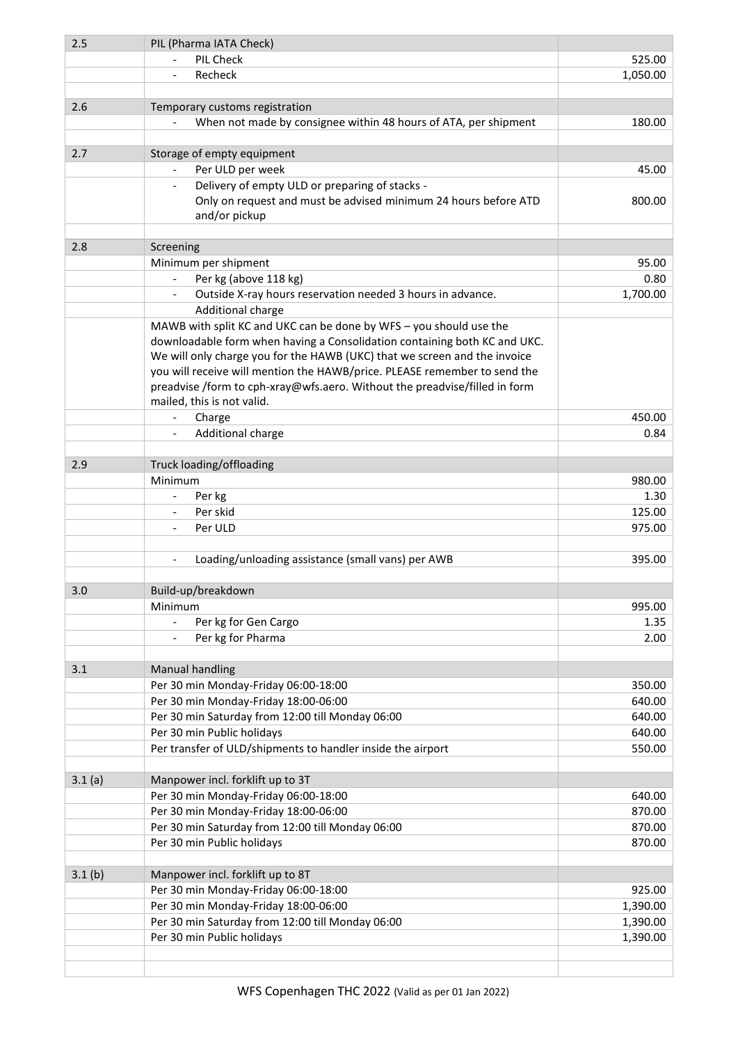| | | |
|---|---|---|
| 2.5 | PIL (Pharma IATA Check) | |
| | - PIL Check | 525.00 |
| | - Recheck | 1,050.00 |
| | | |
| 2.6 | Temporary customs registration | |
| | - When not made by consignee within 48 hours of ATA, per shipment | 180.00 |
| | | |
| 2.7 | Storage of empty equipment | |
| | - Per ULD per week | 45.00 |
| | - Delivery of empty ULD or preparing of stacks - Only on request and must be advised minimum 24 hours before ATD and/or pickup | 800.00 |
| | | |
| 2.8 | Screening | |
| | Minimum per shipment | 95.00 |
| | - Per kg (above 118 kg) | 0.80 |
| | - Outside X-ray hours reservation needed 3 hours in advance. | 1,700.00 |
| | Additional charge | |
| | MAWB with split KC and UKC can be done by WFS – you should use the downloadable form when having a Consolidation containing both KC and UKC. We will only charge you for the HAWB (UKC) that we screen and the invoice you will receive will mention the HAWB/price. PLEASE remember to send the preadvise /form to cph-xray@wfs.aero. Without the preadvise/filled in form mailed, this is not valid. | |
| | - Charge | 450.00 |
| | - Additional charge | 0.84 |
| | | |
| 2.9 | Truck loading/offloading | |
| | Minimum | 980.00 |
| | - Per kg | 1.30 |
| | - Per skid | 125.00 |
| | - Per ULD | 975.00 |
| | | |
| | - Loading/unloading assistance (small vans) per AWB | 395.00 |
| | | |
| 3.0 | Build-up/breakdown | |
| | Minimum | 995.00 |
| | - Per kg for Gen Cargo | 1.35 |
| | - Per kg for Pharma | 2.00 |
| | | |
| 3.1 | Manual handling | |
| | Per 30 min Monday-Friday 06:00-18:00 | 350.00 |
| | Per 30 min Monday-Friday 18:00-06:00 | 640.00 |
| | Per 30 min Saturday from 12:00 till Monday 06:00 | 640.00 |
| | Per 30 min Public holidays | 640.00 |
| | Per transfer of ULD/shipments to handler inside the airport | 550.00 |
| | | |
| 3.1 (a) | Manpower incl. forklift up to 3T | |
| | Per 30 min Monday-Friday 06:00-18:00 | 640.00 |
| | Per 30 min Monday-Friday 18:00-06:00 | 870.00 |
| | Per 30 min Saturday from 12:00 till Monday 06:00 | 870.00 |
| | Per 30 min Public holidays | 870.00 |
| | | |
| 3.1 (b) | Manpower incl. forklift up to 8T | |
| | Per 30 min Monday-Friday 06:00-18:00 | 925.00 |
| | Per 30 min Monday-Friday 18:00-06:00 | 1,390.00 |
| | Per 30 min Saturday from 12:00 till Monday 06:00 | 1,390.00 |
| | Per 30 min Public holidays | 1,390.00 |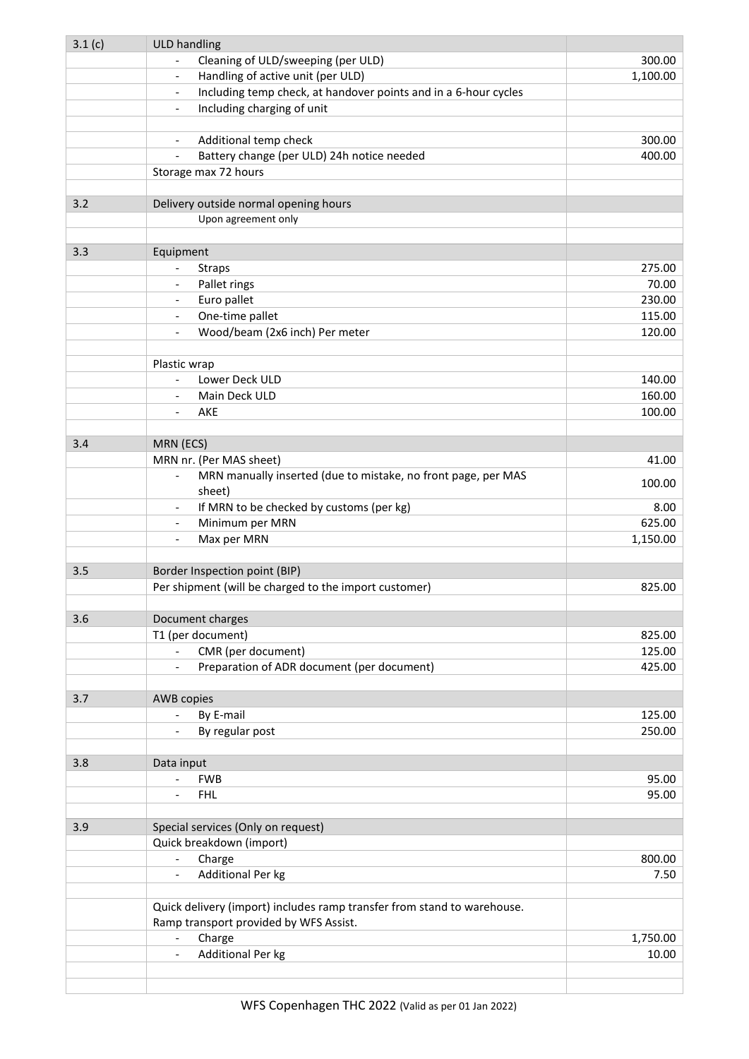| 3.1 (c) | ULD handling | |
|---|---|---|
| | - Cleaning of ULD/sweeping (per ULD) | 300.00 |
| | - Handling of active unit (per ULD) | 1,100.00 |
| | - Including temp check, at handover points and in a 6-hour cycles | |
| | - Including charging of unit | |
| | | |
| | - Additional temp check | 300.00 |
| | - Battery change (per ULD) 24h notice needed | 400.00 |
| | Storage max 72 hours | |
| | | |
| 3.2 | Delivery outside normal opening hours | |
| | Upon agreement only | |
| | | |
| 3.3 | Equipment | |
| | - Straps | 275.00 |
| | - Pallet rings | 70.00 |
| | - Euro pallet | 230.00 |
| | - One-time pallet | 115.00 |
| | - Wood/beam (2x6 inch) Per meter | 120.00 |
| | | |
| | Plastic wrap | |
| | - Lower Deck ULD | 140.00 |
| | - Main Deck ULD | 160.00 |
| | - AKE | 100.00 |
| | | |
| 3.4 | MRN (ECS) | |
| | MRN nr. (Per MAS sheet) | 41.00 |
| | - MRN manually inserted (due to mistake, no front page, per MAS sheet) | 100.00 |
| | - If MRN to be checked by customs (per kg) | 8.00 |
| | - Minimum per MRN | 625.00 |
| | - Max per MRN | 1,150.00 |
| | | |
| 3.5 | Border Inspection point (BIP) | |
| | Per shipment (will be charged to the import customer) | 825.00 |
| | | |
| 3.6 | Document charges | |
| | T1 (per document) | 825.00 |
| | - CMR (per document) | 125.00 |
| | - Preparation of ADR document (per document) | 425.00 |
| | | |
| 3.7 | AWB copies | |
| | - By E-mail | 125.00 |
| | - By regular post | 250.00 |
| | | |
| 3.8 | Data input | |
| | - FWB | 95.00 |
| | - FHL | 95.00 |
| | | |
| 3.9 | Special services (Only on request) | |
| | Quick breakdown (import) | |
| | - Charge | 800.00 |
| | - Additional Per kg | 7.50 |
| | | |
| | Quick delivery (import) includes ramp transfer from stand to warehouse. Ramp transport provided by WFS Assist. | |
| | - Charge | 1,750.00 |
| | - Additional Per kg | 10.00 |

WFS Copenhagen THC 2022 (Valid as per 01 Jan 2022)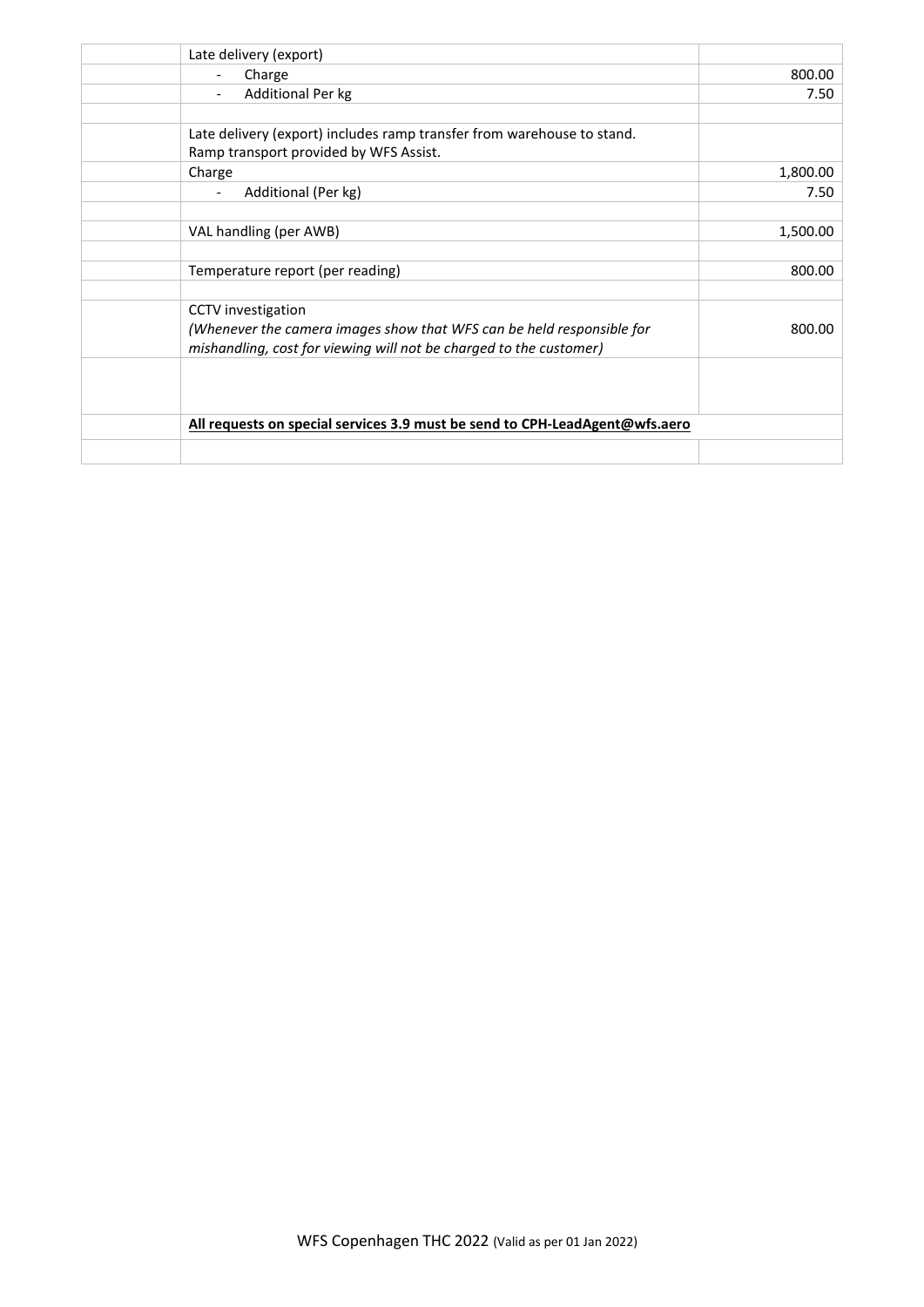| | | |
|---|---|---|
| | Late delivery (export) | |
| | - Charge | 800.00 |
| | - Additional Per kg | 7.50 |
| | | |
| | Late delivery (export) includes ramp transfer from warehouse to stand. Ramp transport provided by WFS Assist. | |
| | Charge | 1,800.00 |
| | - Additional (Per kg) | 7.50 |
| | | |
| | VAL handling (per AWB) | 1,500.00 |
| | | |
| | Temperature report (per reading) | 800.00 |
| | | |
| | CCTV investigation *(Whenever the camera images show that WFS can be held responsible for mishandling, cost for viewing will not be charged to the customer)* | 800.00 |
| | | |
| | **All requests on special services 3.9 must be send to CPH-LeadAgent@wfs.aero** | |
| | | |

WFS Copenhagen THC 2022 (Valid as per 01 Jan 2022)